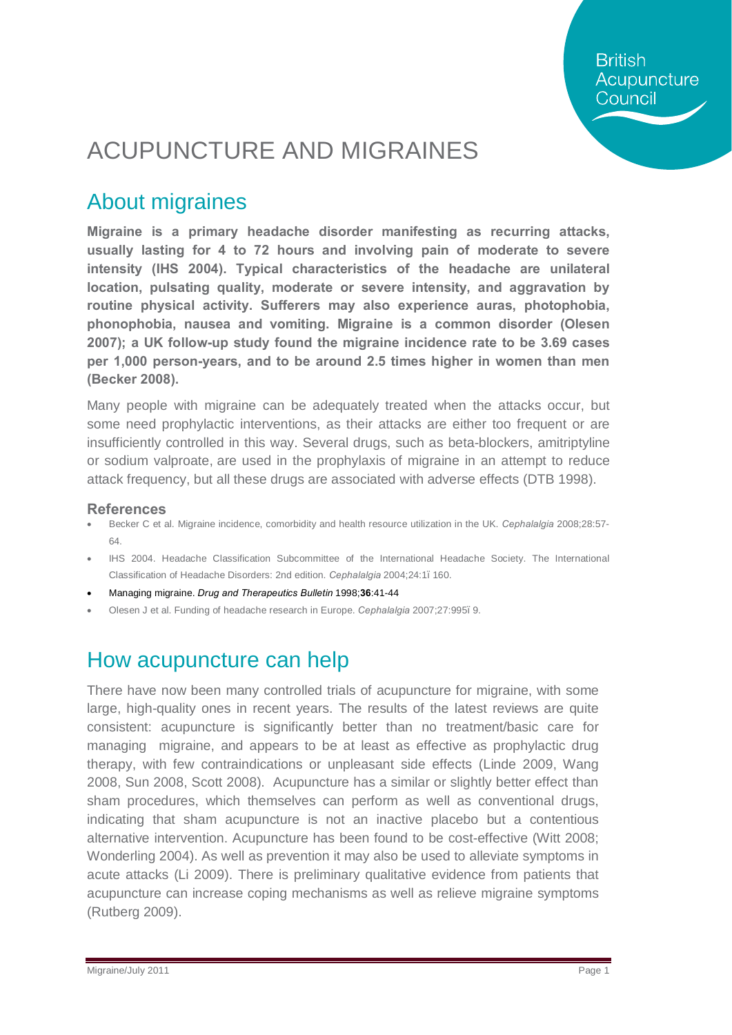# ACUPUNCTURE AND MIGRAINES

## About migraines

**Migraine is a primary headache disorder manifesting as recurring attacks, usually lasting for 4 to 72 hours and involving pain of moderate to severe intensity (IHS 2004). Typical characteristics of the headache are unilateral location, pulsating quality, moderate or severe intensity, and aggravation by routine physical activity. Sufferers may also experience auras, photophobia, phonophobia, nausea and vomiting. Migraine is a common disorder (Olesen 2007); a UK follow-up study found the migraine incidence rate to be 3.69 cases per 1,000 person-years, and to be around 2.5 times higher in women than men (Becker 2008).**

Many people with migraine can be adequately treated when the attacks occur, but some need prophylactic interventions, as their attacks are either too frequent or are insufficiently controlled in this way. Several drugs, such as beta-blockers, amitriptyline or sodium valproate, are used in the prophylaxis of migraine in an attempt to reduce attack frequency, but all these drugs are associated with adverse effects (DTB 1998).

### References

- Becker C et al. Migraine incidence, comorbidity and health resource utilization in the UK. *Cephalalgia* 2008;28:57-64.
- IHS 2004. Headache Classification Subcommittee of the International Headache Society. The International Classification of Headache Disorders: 2nd edition. *Cephalalgia* 2004;24:1ï 160.
- Managing migraine. *Drug and Therapeutics Bulletin* 1998;**36**:41-44
- Olesen J et al. Funding of headache research in Europe. *Cephalalgia* 2007;27:995ï 9.

## How acupuncture can help

There have now been many controlled trials of acupuncture for migraine, with some large, high-quality ones in recent years. The results of the latest reviews are quite consistent: acupuncture is significantly better than no treatment/basic care for managing migraine, and appears to be at least as effective as prophylactic drug therapy, with few contraindications or unpleasant side effects (Linde 2009, Wang 2008, Sun 2008, Scott 2008). Acupuncture has a similar or slightly better effect than sham procedures, which themselves can perform as well as conventional drugs, indicating that sham acupuncture is not an inactive placebo but a contentious alternative intervention. Acupuncture has been found to be cost-effective (Witt 2008; Wonderling 2004). As well as prevention it may also be used to alleviate symptoms in acute attacks (Li 2009). There is preliminary qualitative evidence from patients that acupuncture can increase coping mechanisms as well as relieve migraine symptoms (Rutberg 2009).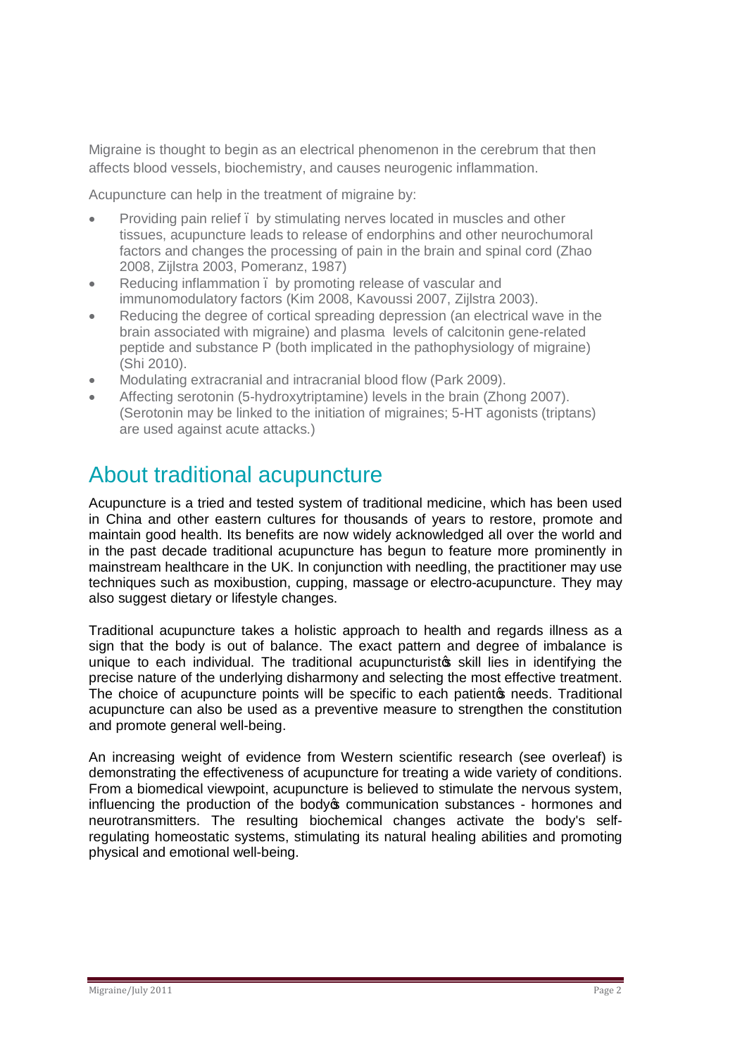Migraine is thought to begin as an electrical phenomenon in the cerebrum that then affects blood vessels, biochemistry, and causes neurogenic inflammation.

Acupuncture can help in the treatment of migraine by:

- Providing pain relief – by stimulating nerves located in muscles and other tissues, acupuncture leads to release of endorphins and other neurochumoral factors and changes the processing of pain in the brain and spinal cord (Zhao 2008, Zijlstra 2003, Pomeranz, 1987)
- Reducing inflammation – by promoting release of vascular and immunomodulatory factors (Kim 2008, Kavoussi 2007, Zijlstra 2003).
- Reducing the degree of cortical spreading depression (an electrical wave in the brain associated with migraine) and plasma levels of calcitonin gene-related peptide and substance P (both implicated in the pathophysiology of migraine) (Shi 2010).
- Modulating extracranial and intracranial blood flow (Park 2009).
- Affecting serotonin (5-hydroxytriptamine) levels in the brain (Zhong 2007). (Serotonin may be linked to the initiation of migraines; 5-HT agonists (triptans) are used against acute attacks.)

## About traditional acupuncture

Acupuncture is a tried and tested system of traditional medicine, which has been used in China and other eastern cultures for thousands of years to restore, promote and maintain good health. Its benefits are now widely acknowledged all over the world and in the past decade traditional acupuncture has begun to feature more prominently in mainstream healthcare in the UK. In conjunction with needling, the practitioner may use techniques such as moxibustion, cupping, massage or electro-acupuncture. They may also suggest dietary or lifestyle changes.

Traditional acupuncture takes a holistic approach to health and regards illness as a sign that the body is out of balance. The exact pattern and degree of imbalance is unique to each individual. The traditional acupuncturist's skill lies in identifying the precise nature of the underlying disharmony and selecting the most effective treatment. The choice of acupuncture points will be specific to each patient's needs. Traditional acupuncture can also be used as a preventive measure to strengthen the constitution and promote general well-being.

An increasing weight of evidence from Western scientific research (see overleaf) is demonstrating the effectiveness of acupuncture for treating a wide variety of conditions. From a biomedical viewpoint, acupuncture is believed to stimulate the nervous system, influencing the production of the body's communication substances - hormones and neurotransmitters. The resulting biochemical changes activate the body's self-regulating homeostatic systems, stimulating its natural healing abilities and promoting physical and emotional well-being.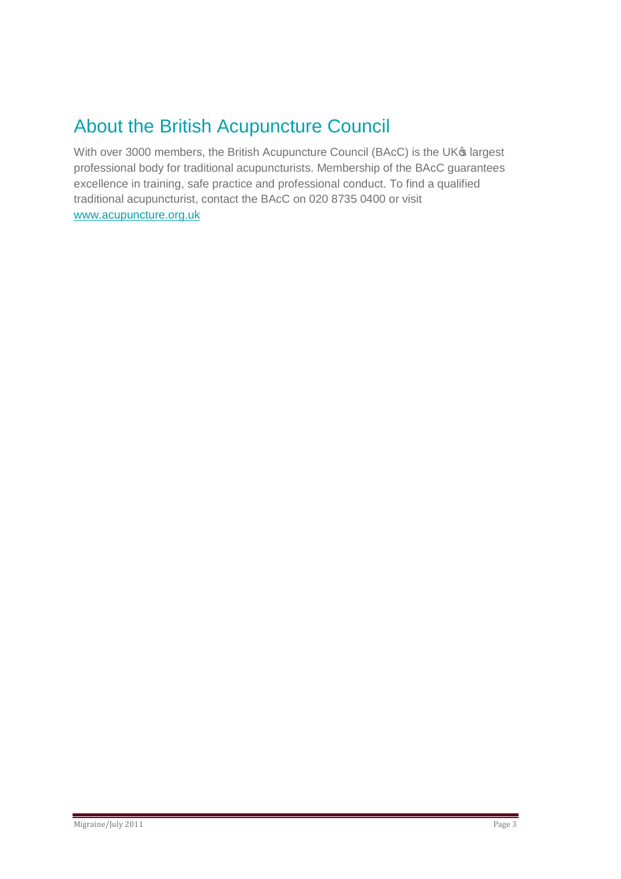## About the British Acupuncture Council

With over 3000 members, the British Acupuncture Council (BAcC) is the UK's largest professional body for traditional acupuncturists. Membership of the BAcC guarantees excellence in training, safe practice and professional conduct. To find a qualified traditional acupuncturist, contact the BAcC on 020 8735 0400 or visit [www.acupuncture.org.uk](http://www.acupuncture.org.uk)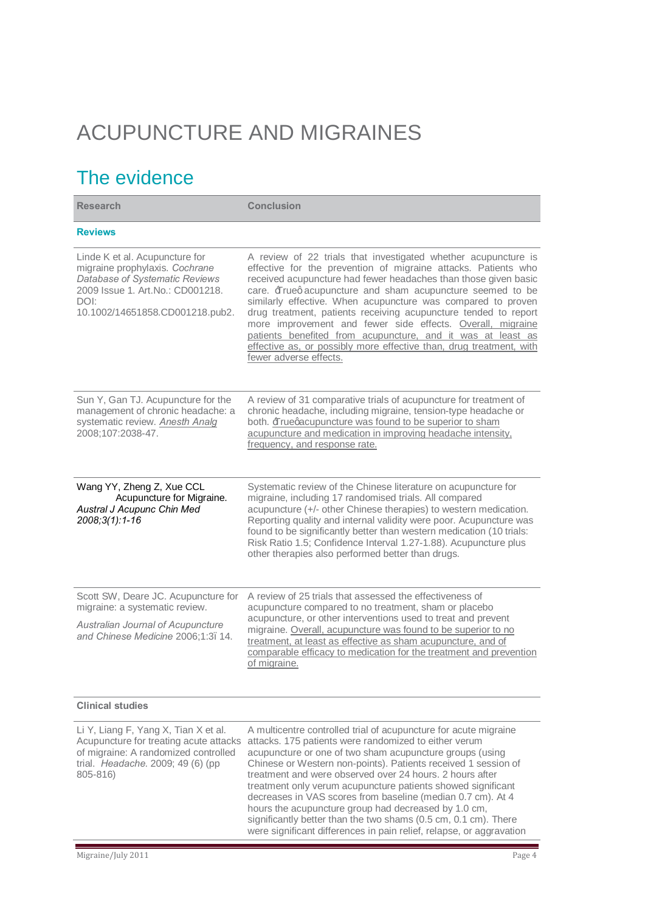# ACUPUNCTURE AND MIGRAINES

## The evidence

| Research | Conclusion |
|---|---|
| **Reviews** | |
| Linde K et al. Acupuncture for migraine prophylaxis. *Cochrane Database of Systematic Reviews* 2009 Issue 1. Art.No.: CD001218. DOI: 10.1002/14651858.CD001218.pub2. | A review of 22 trials that investigated whether acupuncture is effective for the prevention of migraine attacks. Patients who received acupuncture had fewer headaches than those given basic care. ‘True’ acupuncture and sham acupuncture seemed to be similarly effective. When acupuncture was compared to proven drug treatment, patients receiving acupuncture tended to report more improvement and fewer side effects. Overall, migraine patients benefited from acupuncture, and it was at least as effective as, or possibly more effective than, drug treatment, with fewer adverse effects. |
| Sun Y, Gan TJ. Acupuncture for the management of chronic headache: a systematic review. *Anesth Analg* 2008;107:2038-47. | A review of 31 comparative trials of acupuncture for treatment of chronic headache, including migraine, tension-type headache or both. ‘True’ acupuncture was found to be superior to sham acupuncture and medication in improving headache intensity, frequency, and response rate. |
| Wang YY, Zheng Z, Xue CCL Acupuncture for Migraine. *Austral J Acupunc Chin Med 2008;3(1):1-16* | Systematic review of the Chinese literature on acupuncture for migraine, including 17 randomised trials. All compared acupuncture (+/- other Chinese therapies) to western medication. Reporting quality and internal validity were poor. Acupuncture was found to be significantly better than western medication (10 trials: Risk Ratio 1.5; Confidence Interval 1.27-1.88). Acupuncture plus other therapies also performed better than drugs. |
| Scott SW, Deare JC. Acupuncture for migraine: a systematic review. *Australian Journal of Acupuncture and Chinese Medicine* 2006;1:3–14. | A review of 25 trials that assessed the effectiveness of acupuncture compared to no treatment, sham or placebo acupuncture, or other interventions used to treat and prevent migraine. Overall, acupuncture was found to be superior to no treatment, at least as effective as sham acupuncture, and of comparable efficacy to medication for the treatment and prevention of migraine. |
| **Clinical studies** | |
| Li Y, Liang F, Yang X, Tian X et al. Acupuncture for treating acute attacks of migraine: A randomized controlled trial. *Headache*. 2009; 49 (6) (pp 805-816) | A multicentre controlled trial of acupuncture for acute migraine attacks. 175 patients were randomized to either verum acupuncture or one of two sham acupuncture groups (using Chinese or Western non-points). Patients received 1 session of treatment and were observed over 24 hours. 2 hours after treatment only verum acupuncture patients showed significant decreases in VAS scores from baseline (median 0.7 cm). At 4 hours the acupuncture group had decreased by 1.0 cm, significantly better than the two shams (0.5 cm, 0.1 cm). There were significant differences in pain relief, relapse, or aggravation |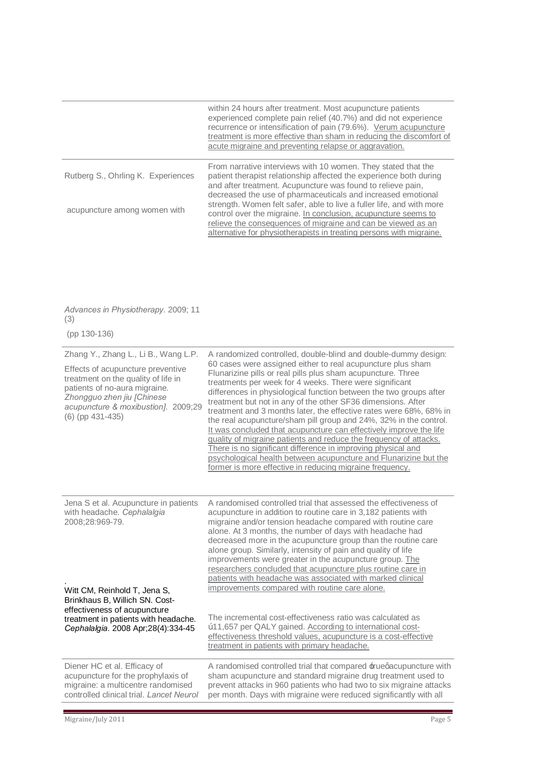| | |
|---|---|
| | within 24 hours after treatment. Most acupuncture patients experienced complete pain relief (40.7%) and did not experience recurrence or intensification of pain (79.6%). Verum acupuncture treatment is more effective than sham in reducing the discomfort of acute migraine and preventing relapse or aggravation. |
| Rutberg S., Ohrling K. Experiences acupuncture among women with *Advances in Physiotherapy*. 2009; 11 (3) (pp 130-136) | From narrative interviews with 10 women. They stated that the patient therapist relationship affected the experience both during and after treatment. Acupuncture was found to relieve pain, decreased the use of pharmaceuticals and increased emotional strength. Women felt safer, able to live a fuller life, and with more control over the migraine. In conclusion, acupuncture seems to relieve the consequences of migraine and can be viewed as an alternative for physiotherapists in treating persons with migraine. |
| Zhang Y., Zhang L., Li B., Wang L.P. Effects of acupuncture preventive treatment on the quality of life in patients of no-aura migraine. *Zhongguo zhen jiu [Chinese acupuncture & moxibustion]*. 2009;29 (6) (pp 431-435) | A randomized controlled, double-blind and double-dummy design: 60 cases were assigned either to real acupuncture plus sham Flunarizine pills or real pills plus sham acupuncture. Three treatments per week for 4 weeks. There were significant differences in physiological function between the two groups after treatment but not in any of the other SF36 dimensions. After treatment and 3 months later, the effective rates were 68%, 68% in the real acupuncture/sham pill group and 24%, 32% in the control. It was concluded that acupuncture can effectively improve the life quality of migraine patients and reduce the frequency of attacks. There is no significant difference in improving physical and psychological health between acupuncture and Flunarizine but the former is more effective in reducing migraine frequency. |
| Jena S et al. Acupuncture in patients with headache. *Cephalalgia* 2008;28:969-79. | A randomised controlled trial that assessed the effectiveness of acupuncture in addition to routine care in 3,182 patients with migraine and/or tension headache compared with routine care alone. At 3 months, the number of days with headache had decreased more in the acupuncture group than the routine care alone group. Similarly, intensity of pain and quality of life improvements were greater in the acupuncture group. The researchers concluded that acupuncture plus routine care in patients with headache was associated with marked clinical improvements compared with routine care alone. |
| Witt CM, Reinhold T, Jena S, Brinkhaus B, Willich SN. Cost-effectiveness of acupuncture treatment in patients with headache. *Cephalalgia*. 2008 Apr;28(4):334-45 | The incremental cost-effectiveness ratio was calculated as ú11,657 per QALY gained. According to international cost-effectiveness threshold values, acupuncture is a cost-effective treatment in patients with primary headache. |
| Diener HC et al. Efficacy of acupuncture for the prophylaxis of migraine: a multicentre randomised controlled clinical trial. *Lancet Neurol* | A randomised controlled trial that compared ‘true’ acupuncture with sham acupuncture and standard migraine drug treatment used to prevent attacks in 960 patients who had two to six migraine attacks per month. Days with migraine were reduced significantly with all |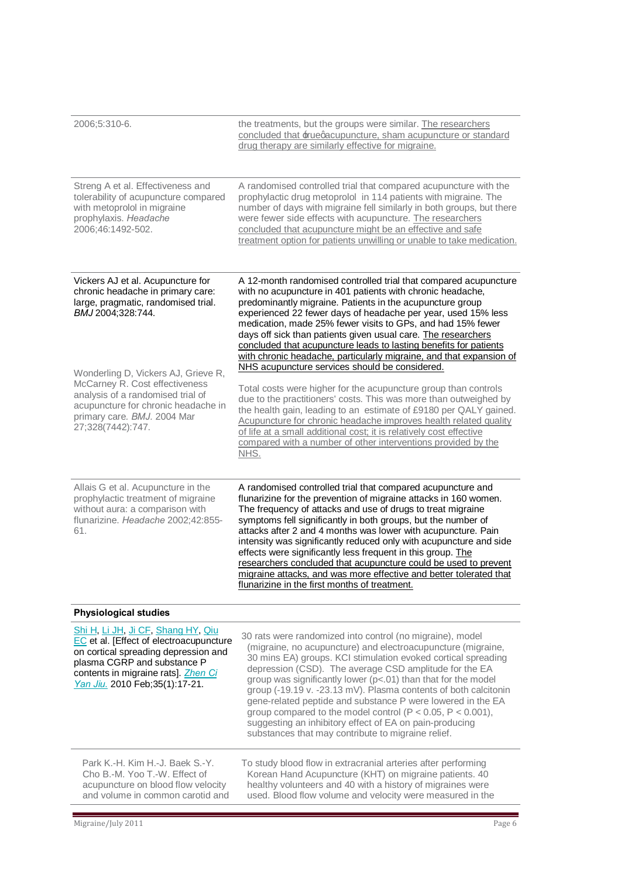| | |
|---|---|
| 2006;5:310-6. | the treatments, but the groups were similar. The researchers concluded that ‘true’ acupuncture, sham acupuncture or standard drug therapy are similarly effective for migraine. |
| Streng A et al. Effectiveness and tolerability of acupuncture compared with metoprolol in migraine prophylaxis. *Headache* 2006;46:1492-502. | A randomised controlled trial that compared acupuncture with the prophylactic drug metoprolol in 114 patients with migraine. The number of days with migraine fell similarly in both groups, but there were fewer side effects with acupuncture. The researchers concluded that acupuncture might be an effective and safe treatment option for patients unwilling or unable to take medication. |
| Vickers AJ et al. Acupuncture for chronic headache in primary care: large, pragmatic, randomised trial. *BMJ* 2004;328:744. | A 12-month randomised controlled trial that compared acupuncture with no acupuncture in 401 patients with chronic headache, predominantly migraine. Patients in the acupuncture group experienced 22 fewer days of headache per year, used 15% less medication, made 25% fewer visits to GPs, and had 15% fewer days off sick than patients given usual care. The researchers concluded that acupuncture leads to lasting benefits for patients with chronic headache, particularly migraine, and that expansion of NHS acupuncture services should be considered. |
| Wonderling D, Vickers AJ, Grieve R, McCarney R. Cost effectiveness analysis of a randomised trial of acupuncture for chronic headache in primary care. *BMJ*. 2004 Mar 27;328(7442):747. | Total costs were higher for the acupuncture group than controls due to the practitioners' costs. This was more than outweighed by the health gain, leading to an estimate of £9180 per QALY gained. Acupuncture for chronic headache improves health related quality of life at a small additional cost; it is relatively cost effective compared with a number of other interventions provided by the NHS. |
| Allais G et al. Acupuncture in the prophylactic treatment of migraine without aura: a comparison with flunarizine. *Headache* 2002;42:855-61. | A randomised controlled trial that compared acupuncture and flunarizine for the prevention of migraine attacks in 160 women. The frequency of attacks and use of drugs to treat migraine symptoms fell significantly in both groups, but the number of attacks after 2 and 4 months was lower with acupuncture. Pain intensity was significantly reduced only with acupuncture and side effects were significantly less frequent in this group. The researchers concluded that acupuncture could be used to prevent migraine attacks, and was more effective and better tolerated that flunarizine in the first months of treatment. |
| **Physiological studies** | |
| Shi H, Li JH, Ji CF, Shang HY, Qiu EC et al. [Effect of electroacupuncture on cortical spreading depression and plasma CGRP and substance P contents in migraine rats]. *Zhen Ci Yan Jiu.* 2010 Feb;35(1):17-21. | 30 rats were randomized into control (no migraine), model (migraine, no acupuncture) and electroacupuncture (migraine, 30 mins EA) groups. KCl stimulation evoked cortical spreading depression (CSD). The average CSD amplitude for the EA group was significantly lower ($p<.01$) than that for the model group (-19.19 v. -23.13 mV). Plasma contents of both calcitonin gene-related peptide and substance P were lowered in the EA group compared to the model control ($P < 0.05$, $P < 0.001$), suggesting an inhibitory effect of EA on pain-producing substances that may contribute to migraine relief. |
| Park K.-H. Kim H.-J. Baek S.-Y. Cho B.-M. Yoo T.-W. Effect of acupuncture on blood flow velocity and volume in common carotid and | To study blood flow in extracranial arteries after performing Korean Hand Acupuncture (KHT) on migraine patients. 40 healthy volunteers and 40 with a history of migraines were used. Blood flow volume and velocity were measured in the |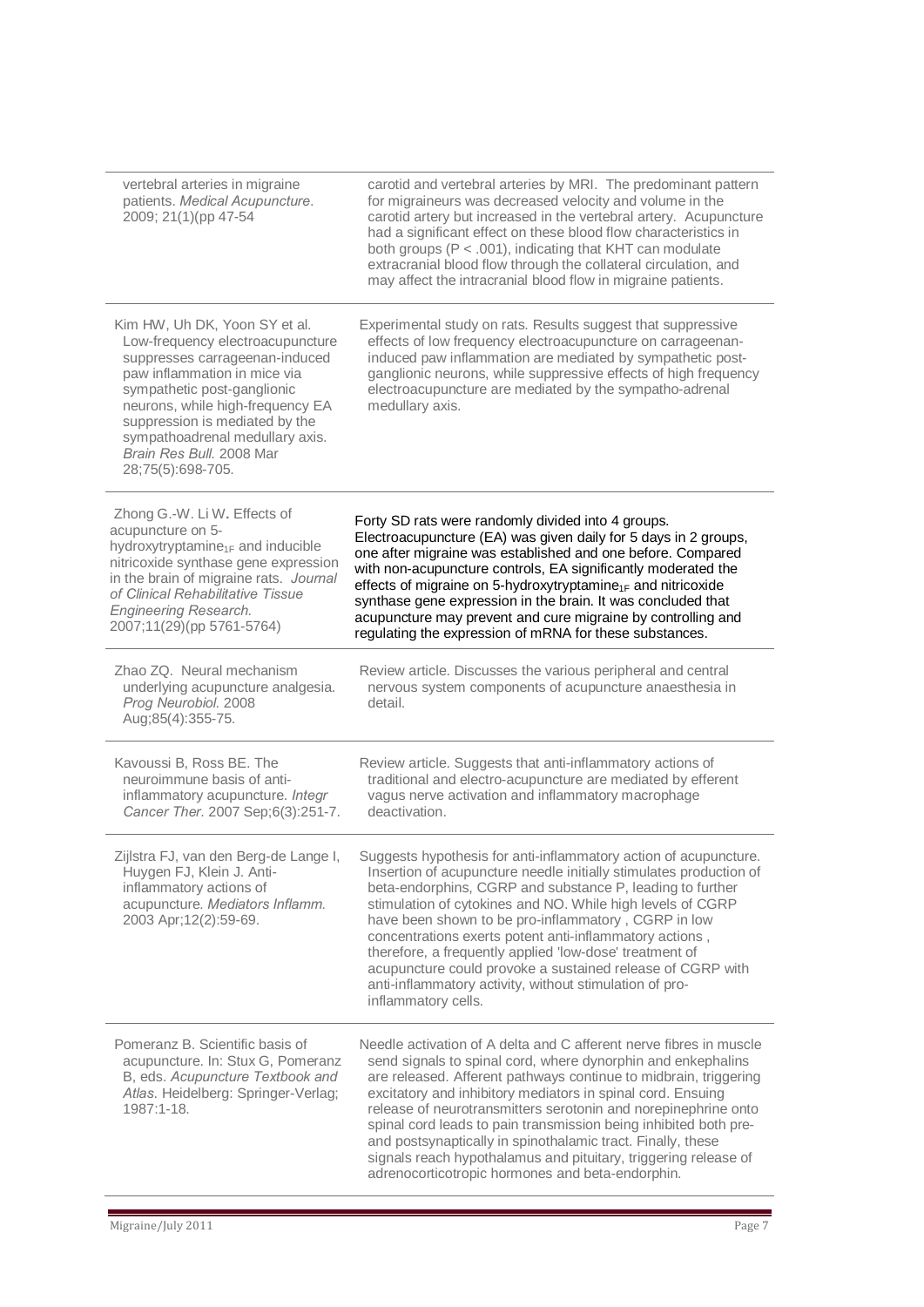| | |
|---|---|
| vertebral arteries in migraine patients. *Medical Acupuncture*. 2009; 21(1)(pp 47-54 | carotid and vertebral arteries by MRI. The predominant pattern for migraineurs was decreased velocity and volume in the carotid artery but increased in the vertebral artery. Acupuncture had a significant effect on these blood flow characteristics in both groups ($P < .001$), indicating that KHT can modulate extracranial blood flow through the collateral circulation, and may affect the intracranial blood flow in migraine patients. |
| Kim HW, Uh DK, Yoon SY et al. Low-frequency electroacupuncture suppresses carrageenan-induced paw inflammation in mice via sympathetic post-ganglionic neurons, while high-frequency EA suppression is mediated by the sympathoadrenal medullary axis. *Brain Res Bull*. 2008 Mar 28;75(5):698-705. | Experimental study on rats. Results suggest that suppressive effects of low frequency electroacupuncture on carrageenan-induced paw inflammation are mediated by sympathetic post-ganglionic neurons, while suppressive effects of high frequency electroacupuncture are mediated by the sympatho-adrenal medullary axis. |
| Zhong G.-W. Li W. Effects of acupuncture on 5-hydroxytryptamine$_{1F}$ and inducible nitricoxide synthase gene expression in the brain of migraine rats. *Journal of Clinical Rehabilitative Tissue Engineering Research.* 2007;11(29)(pp 5761-5764) | Forty SD rats were randomly divided into 4 groups. Electroacupuncture (EA) was given daily for 5 days in 2 groups, one after migraine was established and one before. Compared with non-acupuncture controls, EA significantly moderated the effects of migraine on 5-hydroxytryptamine$_{1F}$ and nitricoxide synthase gene expression in the brain. It was concluded that acupuncture may prevent and cure migraine by controlling and regulating the expression of mRNA for these substances. |
| Zhao ZQ. Neural mechanism underlying acupuncture analgesia. *Prog Neurobiol*. 2008 Aug;85(4):355-75. | Review article. Discusses the various peripheral and central nervous system components of acupuncture anaesthesia in detail. |
| Kavoussi B, Ross BE. The neuroimmune basis of anti-inflammatory acupuncture. *Integr Cancer Ther*. 2007 Sep;6(3):251-7. | Review article. Suggests that anti-inflammatory actions of traditional and electro-acupuncture are mediated by efferent vagus nerve activation and inflammatory macrophage deactivation. |
| Zijlstra FJ, van den Berg-de Lange I, Huygen FJ, Klein J. Anti-inflammatory actions of acupuncture. *Mediators Inflamm.* 2003 Apr;12(2):59-69. | Suggests hypothesis for anti-inflammatory action of acupuncture. Insertion of acupuncture needle initially stimulates production of beta-endorphins, CGRP and substance P, leading to further stimulation of cytokines and NO. While high levels of CGRP have been shown to be pro-inflammatory , CGRP in low concentrations exerts potent anti-inflammatory actions , therefore, a frequently applied 'low-dose' treatment of acupuncture could provoke a sustained release of CGRP with anti-inflammatory activity, without stimulation of pro-inflammatory cells. |
| Pomeranz B. Scientific basis of acupuncture. In: Stux G, Pomeranz B, eds. *Acupuncture Textbook and Atlas*. Heidelberg: Springer-Verlag; 1987:1-18. | Needle activation of A delta and C afferent nerve fibres in muscle send signals to spinal cord, where dynorphin and enkephalins are released. Afferent pathways continue to midbrain, triggering excitatory and inhibitory mediators in spinal cord. Ensuing release of neurotransmitters serotonin and norepinephrine onto spinal cord leads to pain transmission being inhibited both pre- and postsynaptically in spinothalamic tract. Finally, these signals reach hypothalamus and pituitary, triggering release of adrenocorticotropic hormones and beta-endorphin. |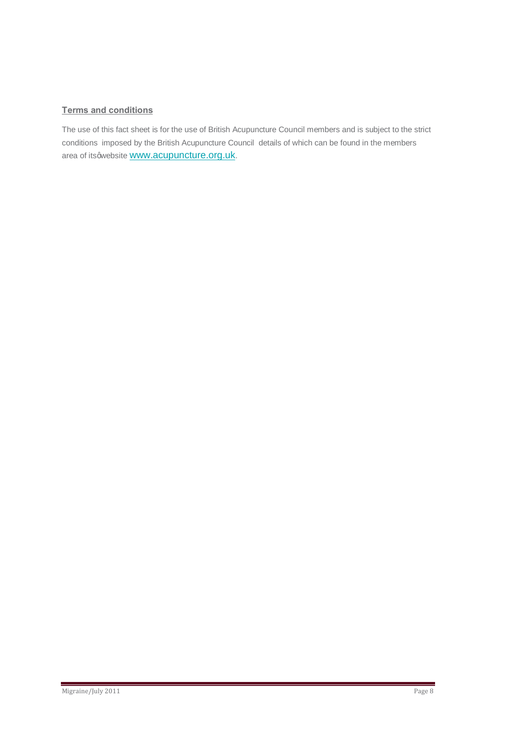**Terms and conditions**

The use of this fact sheet is for the use of British Acupuncture Council members and is subject to the strict conditions imposed by the British Acupuncture Council details of which can be found in the members area of its website www.acupuncture.org.uk.